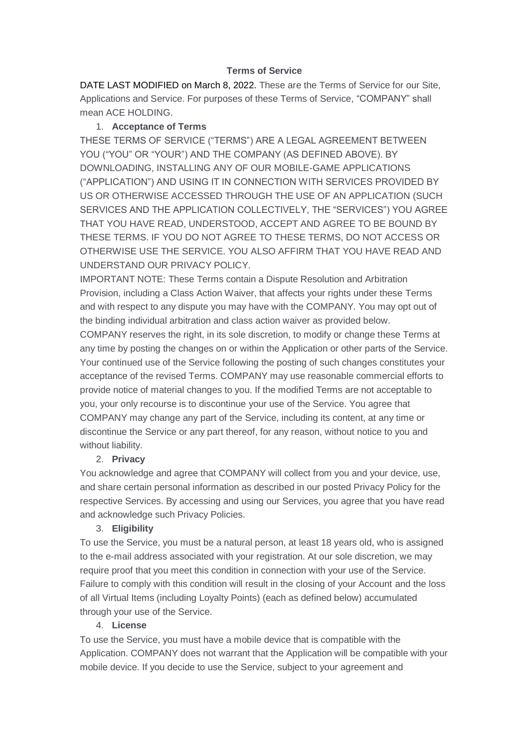# Terms of Service

DATE LAST MODIFIED on March 8, 2022. These are the Terms of Service for our Site, Applications and Service. For purposes of these Terms of Service, "COMPANY" shall mean ACE HOLDING.

1. **Acceptance of Terms**

THESE TERMS OF SERVICE ("TERMS") ARE A LEGAL AGREEMENT BETWEEN YOU ("YOU" OR "YOUR") AND THE COMPANY (AS DEFINED ABOVE). BY DOWNLOADING, INSTALLING ANY OF OUR MOBILE-GAME APPLICATIONS ("APPLICATION") AND USING IT IN CONNECTION WITH SERVICES PROVIDED BY US OR OTHERWISE ACCESSED THROUGH THE USE OF AN APPLICATION (SUCH SERVICES AND THE APPLICATION COLLECTIVELY, THE "SERVICES") YOU AGREE THAT YOU HAVE READ, UNDERSTOOD, ACCEPT AND AGREE TO BE BOUND BY THESE TERMS. IF YOU DO NOT AGREE TO THESE TERMS, DO NOT ACCESS OR OTHERWISE USE THE SERVICE. YOU ALSO AFFIRM THAT YOU HAVE READ AND UNDERSTAND OUR PRIVACY POLICY.

IMPORTANT NOTE: These Terms contain a Dispute Resolution and Arbitration Provision, including a Class Action Waiver, that affects your rights under these Terms and with respect to any dispute you may have with the COMPANY. You may opt out of the binding individual arbitration and class action waiver as provided below.

COMPANY reserves the right, in its sole discretion, to modify or change these Terms at any time by posting the changes on or within the Application or other parts of the Service. Your continued use of the Service following the posting of such changes constitutes your acceptance of the revised Terms. COMPANY may use reasonable commercial efforts to provide notice of material changes to you. If the modified Terms are not acceptable to you, your only recourse is to discontinue your use of the Service. You agree that COMPANY may change any part of the Service, including its content, at any time or discontinue the Service or any part thereof, for any reason, without notice to you and without liability.

2. **Privacy**

You acknowledge and agree that COMPANY will collect from you and your device, use, and share certain personal information as described in our posted Privacy Policy for the respective Services. By accessing and using our Services, you agree that you have read and acknowledge such Privacy Policies.

3. **Eligibility**

To use the Service, you must be a natural person, at least 18 years old, who is assigned to the e-mail address associated with your registration. At our sole discretion, we may require proof that you meet this condition in connection with your use of the Service. Failure to comply with this condition will result in the closing of your Account and the loss of all Virtual Items (including Loyalty Points) (each as defined below) accumulated through your use of the Service.

4. **License**

To use the Service, you must have a mobile device that is compatible with the Application. COMPANY does not warrant that the Application will be compatible with your mobile device. If you decide to use the Service, subject to your agreement and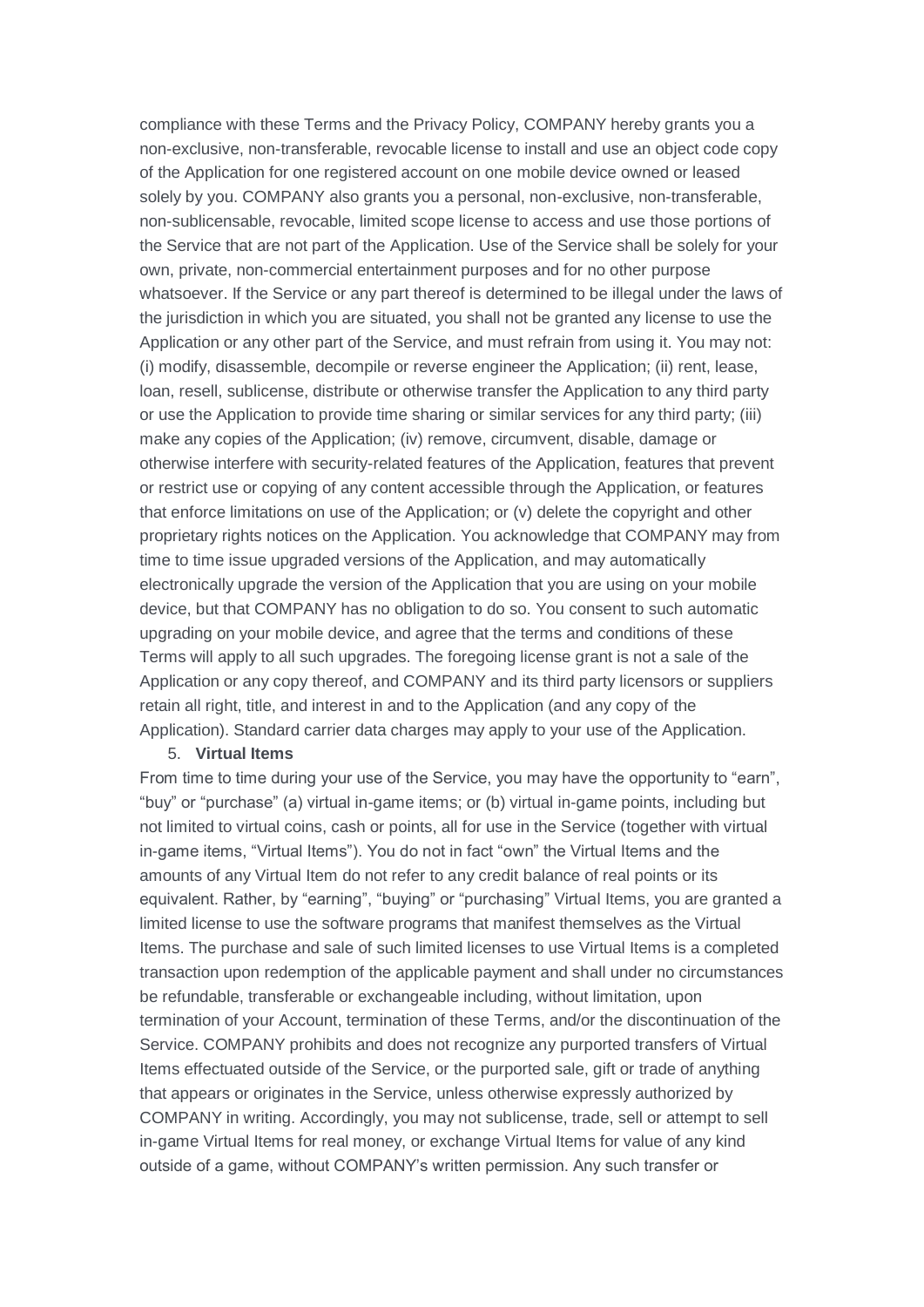compliance with these Terms and the Privacy Policy, COMPANY hereby grants you a non-exclusive, non-transferable, revocable license to install and use an object code copy of the Application for one registered account on one mobile device owned or leased solely by you. COMPANY also grants you a personal, non-exclusive, non-transferable, non-sublicensable, revocable, limited scope license to access and use those portions of the Service that are not part of the Application. Use of the Service shall be solely for your own, private, non-commercial entertainment purposes and for no other purpose whatsoever. If the Service or any part thereof is determined to be illegal under the laws of the jurisdiction in which you are situated, you shall not be granted any license to use the Application or any other part of the Service, and must refrain from using it. You may not: (i) modify, disassemble, decompile or reverse engineer the Application; (ii) rent, lease, loan, resell, sublicense, distribute or otherwise transfer the Application to any third party or use the Application to provide time sharing or similar services for any third party; (iii) make any copies of the Application; (iv) remove, circumvent, disable, damage or otherwise interfere with security-related features of the Application, features that prevent or restrict use or copying of any content accessible through the Application, or features that enforce limitations on use of the Application; or (v) delete the copyright and other proprietary rights notices on the Application. You acknowledge that COMPANY may from time to time issue upgraded versions of the Application, and may automatically electronically upgrade the version of the Application that you are using on your mobile device, but that COMPANY has no obligation to do so. You consent to such automatic upgrading on your mobile device, and agree that the terms and conditions of these Terms will apply to all such upgrades. The foregoing license grant is not a sale of the Application or any copy thereof, and COMPANY and its third party licensors or suppliers retain all right, title, and interest in and to the Application (and any copy of the Application). Standard carrier data charges may apply to your use of the Application.

5. **Virtual Items**

From time to time during your use of the Service, you may have the opportunity to “earn”, “buy” or “purchase” (a) virtual in-game items; or (b) virtual in-game points, including but not limited to virtual coins, cash or points, all for use in the Service (together with virtual in-game items, “Virtual Items”). You do not in fact “own” the Virtual Items and the amounts of any Virtual Item do not refer to any credit balance of real points or its equivalent. Rather, by “earning”, “buying” or “purchasing” Virtual Items, you are granted a limited license to use the software programs that manifest themselves as the Virtual Items. The purchase and sale of such limited licenses to use Virtual Items is a completed transaction upon redemption of the applicable payment and shall under no circumstances be refundable, transferable or exchangeable including, without limitation, upon termination of your Account, termination of these Terms, and/or the discontinuation of the Service. COMPANY prohibits and does not recognize any purported transfers of Virtual Items effectuated outside of the Service, or the purported sale, gift or trade of anything that appears or originates in the Service, unless otherwise expressly authorized by COMPANY in writing. Accordingly, you may not sublicense, trade, sell or attempt to sell in-game Virtual Items for real money, or exchange Virtual Items for value of any kind outside of a game, without COMPANY’s written permission. Any such transfer or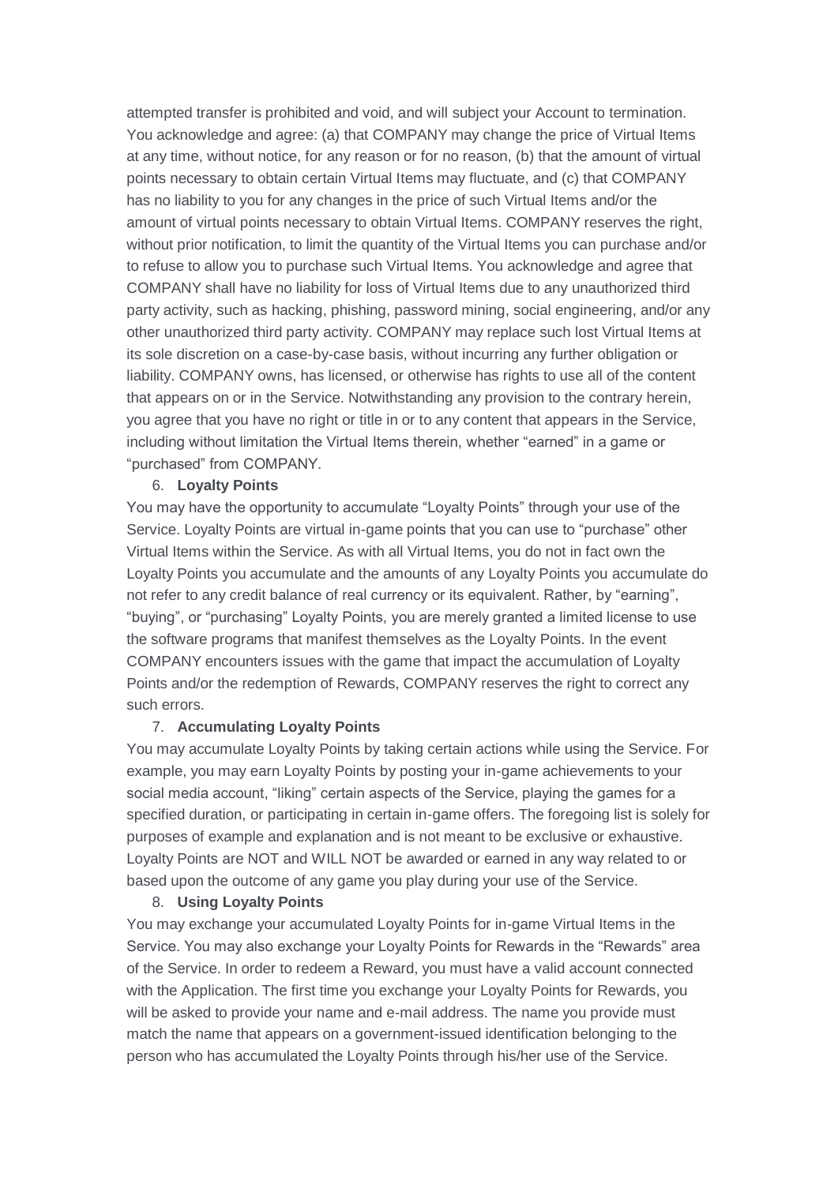attempted transfer is prohibited and void, and will subject your Account to termination. You acknowledge and agree: (a) that COMPANY may change the price of Virtual Items at any time, without notice, for any reason or for no reason, (b) that the amount of virtual points necessary to obtain certain Virtual Items may fluctuate, and (c) that COMPANY has no liability to you for any changes in the price of such Virtual Items and/or the amount of virtual points necessary to obtain Virtual Items. COMPANY reserves the right, without prior notification, to limit the quantity of the Virtual Items you can purchase and/or to refuse to allow you to purchase such Virtual Items. You acknowledge and agree that COMPANY shall have no liability for loss of Virtual Items due to any unauthorized third party activity, such as hacking, phishing, password mining, social engineering, and/or any other unauthorized third party activity. COMPANY may replace such lost Virtual Items at its sole discretion on a case-by-case basis, without incurring any further obligation or liability. COMPANY owns, has licensed, or otherwise has rights to use all of the content that appears on or in the Service. Notwithstanding any provision to the contrary herein, you agree that you have no right or title in or to any content that appears in the Service, including without limitation the Virtual Items therein, whether "earned" in a game or "purchased" from COMPANY.

6. **Loyalty Points**

You may have the opportunity to accumulate "Loyalty Points" through your use of the Service. Loyalty Points are virtual in-game points that you can use to "purchase" other Virtual Items within the Service. As with all Virtual Items, you do not in fact own the Loyalty Points you accumulate and the amounts of any Loyalty Points you accumulate do not refer to any credit balance of real currency or its equivalent. Rather, by "earning", "buying", or "purchasing" Loyalty Points, you are merely granted a limited license to use the software programs that manifest themselves as the Loyalty Points. In the event COMPANY encounters issues with the game that impact the accumulation of Loyalty Points and/or the redemption of Rewards, COMPANY reserves the right to correct any such errors.

7. **Accumulating Loyalty Points**

You may accumulate Loyalty Points by taking certain actions while using the Service. For example, you may earn Loyalty Points by posting your in-game achievements to your social media account, "liking" certain aspects of the Service, playing the games for a specified duration, or participating in certain in-game offers. The foregoing list is solely for purposes of example and explanation and is not meant to be exclusive or exhaustive. Loyalty Points are NOT and WILL NOT be awarded or earned in any way related to or based upon the outcome of any game you play during your use of the Service.

8. **Using Loyalty Points**

You may exchange your accumulated Loyalty Points for in-game Virtual Items in the Service. You may also exchange your Loyalty Points for Rewards in the "Rewards" area of the Service. In order to redeem a Reward, you must have a valid account connected with the Application. The first time you exchange your Loyalty Points for Rewards, you will be asked to provide your name and e-mail address. The name you provide must match the name that appears on a government-issued identification belonging to the person who has accumulated the Loyalty Points through his/her use of the Service.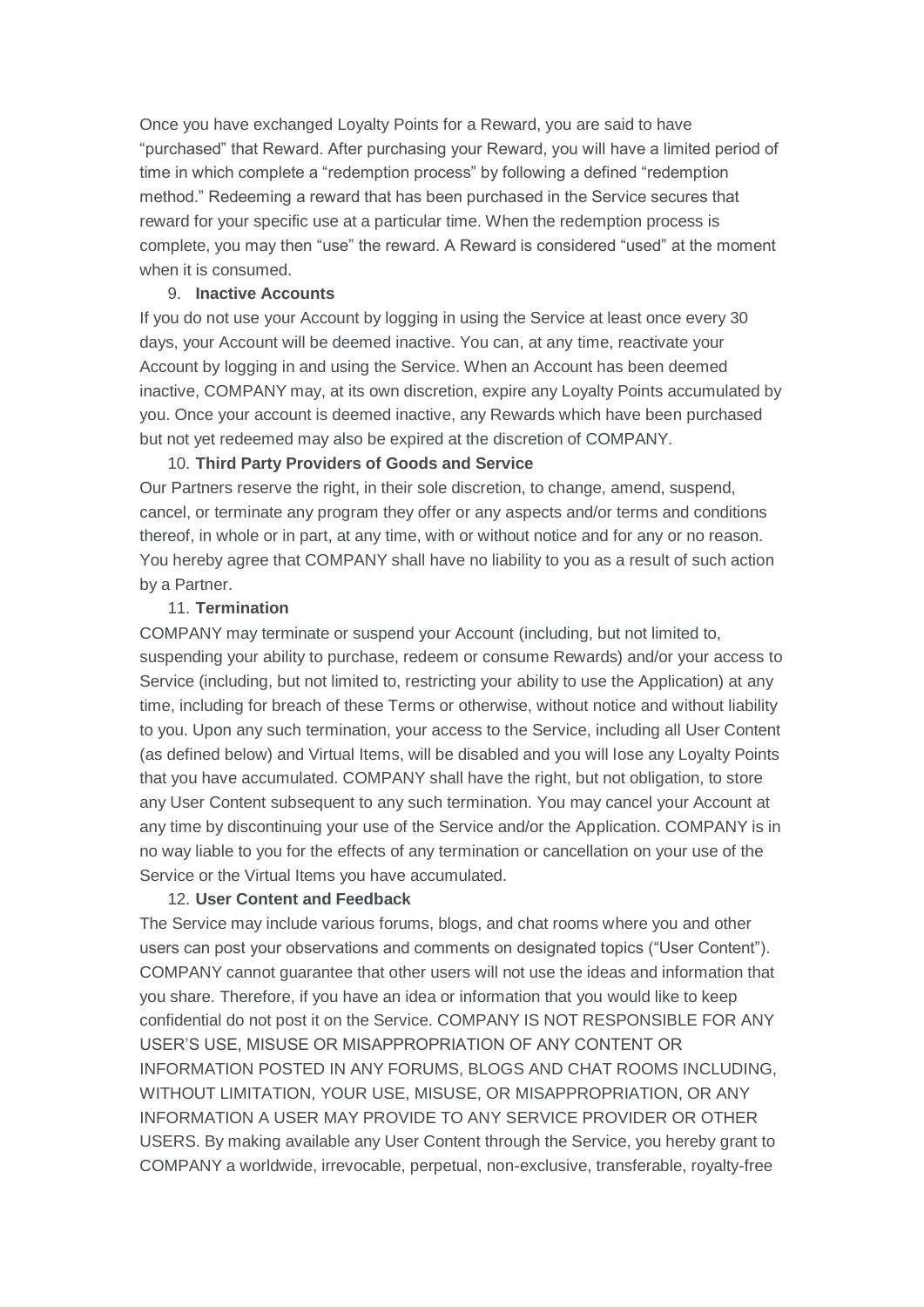Once you have exchanged Loyalty Points for a Reward, you are said to have "purchased" that Reward. After purchasing your Reward, you will have a limited period of time in which complete a "redemption process" by following a defined "redemption method." Redeeming a reward that has been purchased in the Service secures that reward for your specific use at a particular time. When the redemption process is complete, you may then "use" the reward. A Reward is considered "used" at the moment when it is consumed.

9. **Inactive Accounts**

If you do not use your Account by logging in using the Service at least once every 30 days, your Account will be deemed inactive. You can, at any time, reactivate your Account by logging in and using the Service. When an Account has been deemed inactive, COMPANY may, at its own discretion, expire any Loyalty Points accumulated by you. Once your account is deemed inactive, any Rewards which have been purchased but not yet redeemed may also be expired at the discretion of COMPANY.

10. **Third Party Providers of Goods and Service**

Our Partners reserve the right, in their sole discretion, to change, amend, suspend, cancel, or terminate any program they offer or any aspects and/or terms and conditions thereof, in whole or in part, at any time, with or without notice and for any or no reason. You hereby agree that COMPANY shall have no liability to you as a result of such action by a Partner.

11. **Termination**

COMPANY may terminate or suspend your Account (including, but not limited to, suspending your ability to purchase, redeem or consume Rewards) and/or your access to Service (including, but not limited to, restricting your ability to use the Application) at any time, including for breach of these Terms or otherwise, without notice and without liability to you. Upon any such termination, your access to the Service, including all User Content (as defined below) and Virtual Items, will be disabled and you will lose any Loyalty Points that you have accumulated. COMPANY shall have the right, but not obligation, to store any User Content subsequent to any such termination. You may cancel your Account at any time by discontinuing your use of the Service and/or the Application. COMPANY is in no way liable to you for the effects of any termination or cancellation on your use of the Service or the Virtual Items you have accumulated.

12. **User Content and Feedback**

The Service may include various forums, blogs, and chat rooms where you and other users can post your observations and comments on designated topics ("User Content"). COMPANY cannot guarantee that other users will not use the ideas and information that you share. Therefore, if you have an idea or information that you would like to keep confidential do not post it on the Service. COMPANY IS NOT RESPONSIBLE FOR ANY USER'S USE, MISUSE OR MISAPPROPRIATION OF ANY CONTENT OR INFORMATION POSTED IN ANY FORUMS, BLOGS AND CHAT ROOMS INCLUDING, WITHOUT LIMITATION, YOUR USE, MISUSE, OR MISAPPROPRIATION, OR ANY INFORMATION A USER MAY PROVIDE TO ANY SERVICE PROVIDER OR OTHER USERS. By making available any User Content through the Service, you hereby grant to COMPANY a worldwide, irrevocable, perpetual, non-exclusive, transferable, royalty-free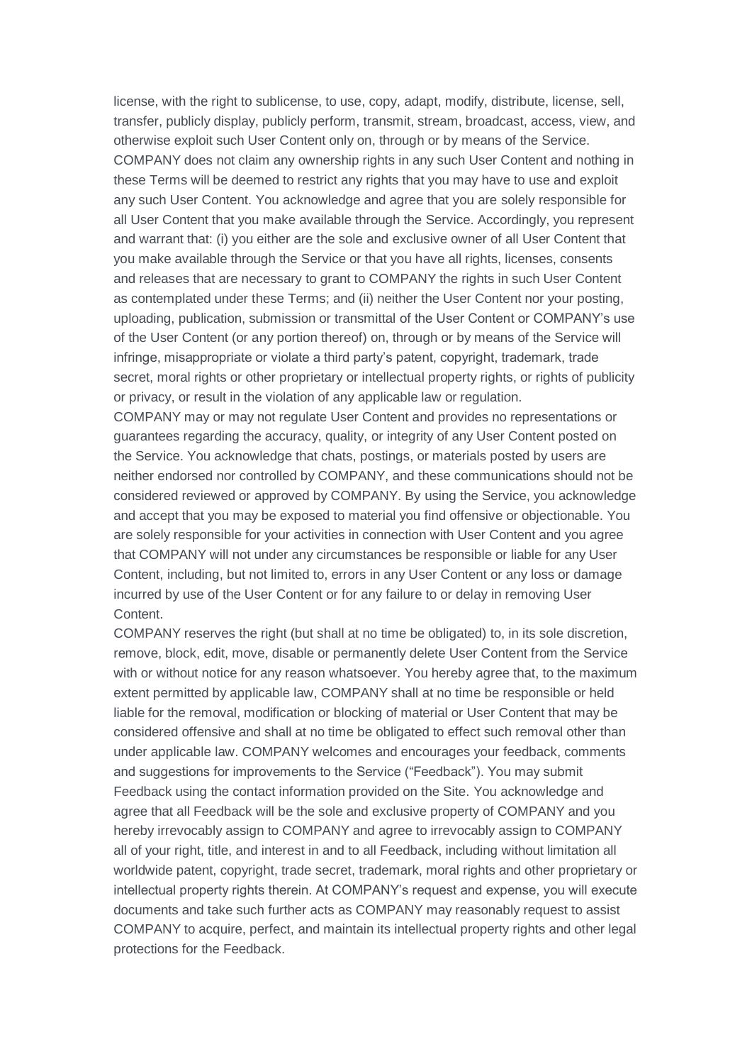license, with the right to sublicense, to use, copy, adapt, modify, distribute, license, sell, transfer, publicly display, publicly perform, transmit, stream, broadcast, access, view, and otherwise exploit such User Content only on, through or by means of the Service. COMPANY does not claim any ownership rights in any such User Content and nothing in these Terms will be deemed to restrict any rights that you may have to use and exploit any such User Content. You acknowledge and agree that you are solely responsible for all User Content that you make available through the Service. Accordingly, you represent and warrant that: (i) you either are the sole and exclusive owner of all User Content that you make available through the Service or that you have all rights, licenses, consents and releases that are necessary to grant to COMPANY the rights in such User Content as contemplated under these Terms; and (ii) neither the User Content nor your posting, uploading, publication, submission or transmittal of the User Content or COMPANY's use of the User Content (or any portion thereof) on, through or by means of the Service will infringe, misappropriate or violate a third party's patent, copyright, trademark, trade secret, moral rights or other proprietary or intellectual property rights, or rights of publicity or privacy, or result in the violation of any applicable law or regulation.

COMPANY may or may not regulate User Content and provides no representations or guarantees regarding the accuracy, quality, or integrity of any User Content posted on the Service. You acknowledge that chats, postings, or materials posted by users are neither endorsed nor controlled by COMPANY, and these communications should not be considered reviewed or approved by COMPANY. By using the Service, you acknowledge and accept that you may be exposed to material you find offensive or objectionable. You are solely responsible for your activities in connection with User Content and you agree that COMPANY will not under any circumstances be responsible or liable for any User Content, including, but not limited to, errors in any User Content or any loss or damage incurred by use of the User Content or for any failure to or delay in removing User Content.

COMPANY reserves the right (but shall at no time be obligated) to, in its sole discretion, remove, block, edit, move, disable or permanently delete User Content from the Service with or without notice for any reason whatsoever. You hereby agree that, to the maximum extent permitted by applicable law, COMPANY shall at no time be responsible or held liable for the removal, modification or blocking of material or User Content that may be considered offensive and shall at no time be obligated to effect such removal other than under applicable law. COMPANY welcomes and encourages your feedback, comments and suggestions for improvements to the Service ("Feedback"). You may submit Feedback using the contact information provided on the Site. You acknowledge and agree that all Feedback will be the sole and exclusive property of COMPANY and you hereby irrevocably assign to COMPANY and agree to irrevocably assign to COMPANY all of your right, title, and interest in and to all Feedback, including without limitation all worldwide patent, copyright, trade secret, trademark, moral rights and other proprietary or intellectual property rights therein. At COMPANY's request and expense, you will execute documents and take such further acts as COMPANY may reasonably request to assist COMPANY to acquire, perfect, and maintain its intellectual property rights and other legal protections for the Feedback.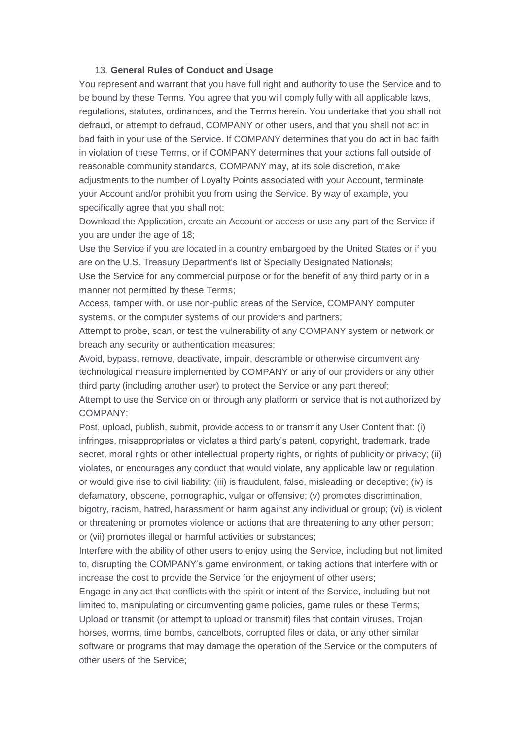13. **General Rules of Conduct and Usage**

You represent and warrant that you have full right and authority to use the Service and to be bound by these Terms. You agree that you will comply fully with all applicable laws, regulations, statutes, ordinances, and the Terms herein. You undertake that you shall not defraud, or attempt to defraud, COMPANY or other users, and that you shall not act in bad faith in your use of the Service. If COMPANY determines that you do act in bad faith in violation of these Terms, or if COMPANY determines that your actions fall outside of reasonable community standards, COMPANY may, at its sole discretion, make adjustments to the number of Loyalty Points associated with your Account, terminate your Account and/or prohibit you from using the Service. By way of example, you specifically agree that you shall not:

Download the Application, create an Account or access or use any part of the Service if you are under the age of 18;

Use the Service if you are located in a country embargoed by the United States or if you are on the U.S. Treasury Department's list of Specially Designated Nationals;

Use the Service for any commercial purpose or for the benefit of any third party or in a manner not permitted by these Terms;

Access, tamper with, or use non-public areas of the Service, COMPANY computer systems, or the computer systems of our providers and partners;

Attempt to probe, scan, or test the vulnerability of any COMPANY system or network or breach any security or authentication measures;

Avoid, bypass, remove, deactivate, impair, descramble or otherwise circumvent any technological measure implemented by COMPANY or any of our providers or any other third party (including another user) to protect the Service or any part thereof;

Attempt to use the Service on or through any platform or service that is not authorized by COMPANY;

Post, upload, publish, submit, provide access to or transmit any User Content that: (i) infringes, misappropriates or violates a third party's patent, copyright, trademark, trade secret, moral rights or other intellectual property rights, or rights of publicity or privacy; (ii) violates, or encourages any conduct that would violate, any applicable law or regulation or would give rise to civil liability; (iii) is fraudulent, false, misleading or deceptive; (iv) is defamatory, obscene, pornographic, vulgar or offensive; (v) promotes discrimination, bigotry, racism, hatred, harassment or harm against any individual or group; (vi) is violent or threatening or promotes violence or actions that are threatening to any other person; or (vii) promotes illegal or harmful activities or substances;

Interfere with the ability of other users to enjoy using the Service, including but not limited to, disrupting the COMPANY's game environment, or taking actions that interfere with or increase the cost to provide the Service for the enjoyment of other users;

Engage in any act that conflicts with the spirit or intent of the Service, including but not limited to, manipulating or circumventing game policies, game rules or these Terms;

Upload or transmit (or attempt to upload or transmit) files that contain viruses, Trojan horses, worms, time bombs, cancelbots, corrupted files or data, or any other similar software or programs that may damage the operation of the Service or the computers of other users of the Service;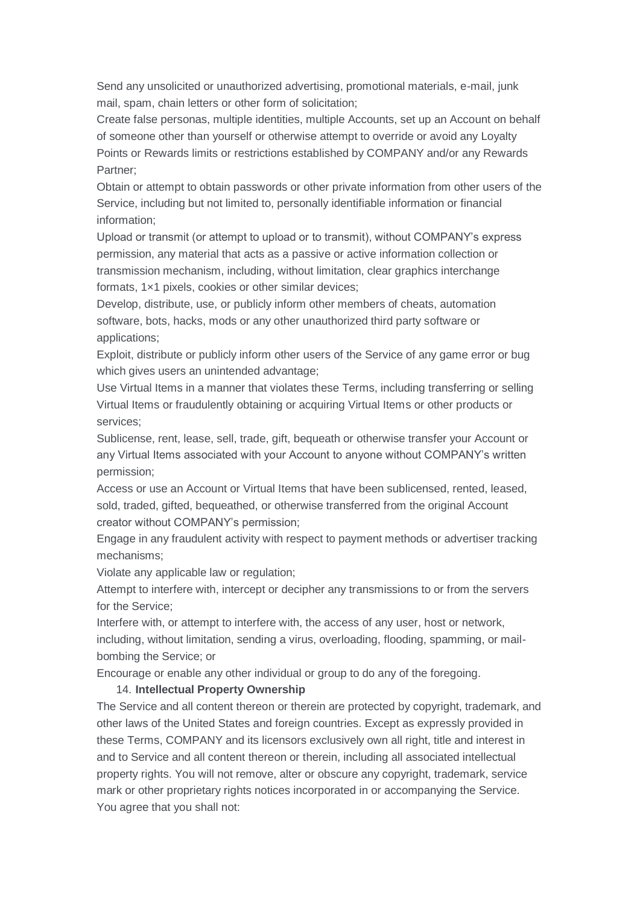Send any unsolicited or unauthorized advertising, promotional materials, e-mail, junk mail, spam, chain letters or other form of solicitation;

Create false personas, multiple identities, multiple Accounts, set up an Account on behalf of someone other than yourself or otherwise attempt to override or avoid any Loyalty Points or Rewards limits or restrictions established by COMPANY and/or any Rewards Partner;

Obtain or attempt to obtain passwords or other private information from other users of the Service, including but not limited to, personally identifiable information or financial information;

Upload or transmit (or attempt to upload or to transmit), without COMPANY's express permission, any material that acts as a passive or active information collection or transmission mechanism, including, without limitation, clear graphics interchange formats, 1×1 pixels, cookies or other similar devices;

Develop, distribute, use, or publicly inform other members of cheats, automation software, bots, hacks, mods or any other unauthorized third party software or applications;

Exploit, distribute or publicly inform other users of the Service of any game error or bug which gives users an unintended advantage;

Use Virtual Items in a manner that violates these Terms, including transferring or selling Virtual Items or fraudulently obtaining or acquiring Virtual Items or other products or services;

Sublicense, rent, lease, sell, trade, gift, bequeath or otherwise transfer your Account or any Virtual Items associated with your Account to anyone without COMPANY's written permission;

Access or use an Account or Virtual Items that have been sublicensed, rented, leased, sold, traded, gifted, bequeathed, or otherwise transferred from the original Account creator without COMPANY's permission;

Engage in any fraudulent activity with respect to payment methods or advertiser tracking mechanisms;

Violate any applicable law or regulation;

Attempt to interfere with, intercept or decipher any transmissions to or from the servers for the Service;

Interfere with, or attempt to interfere with, the access of any user, host or network, including, without limitation, sending a virus, overloading, flooding, spamming, or mail-bombing the Service; or

Encourage or enable any other individual or group to do any of the foregoing.

14. **Intellectual Property Ownership**

The Service and all content thereon or therein are protected by copyright, trademark, and other laws of the United States and foreign countries. Except as expressly provided in these Terms, COMPANY and its licensors exclusively own all right, title and interest in and to Service and all content thereon or therein, including all associated intellectual property rights. You will not remove, alter or obscure any copyright, trademark, service mark or other proprietary rights notices incorporated in or accompanying the Service.

You agree that you shall not: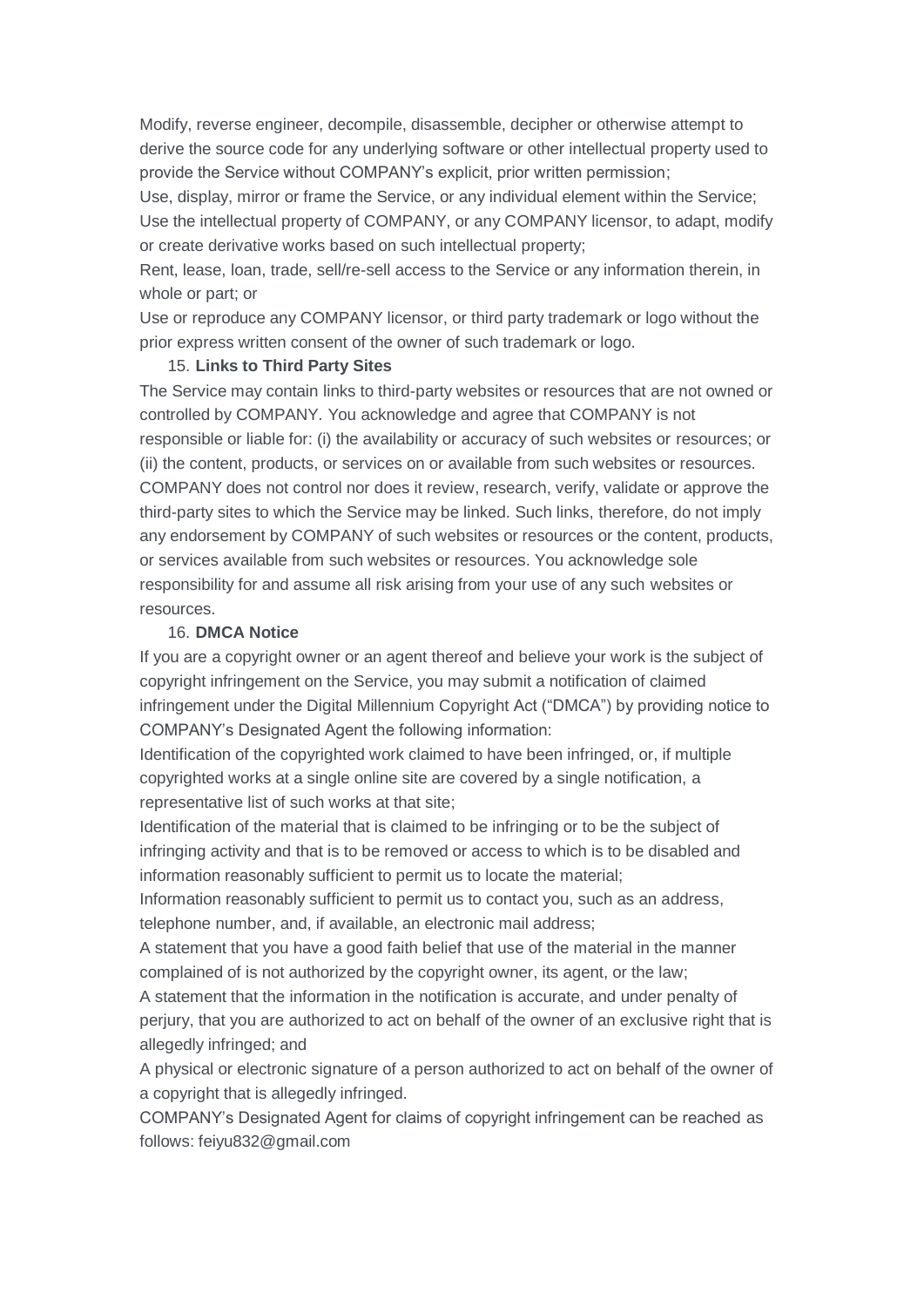Modify, reverse engineer, decompile, disassemble, decipher or otherwise attempt to derive the source code for any underlying software or other intellectual property used to provide the Service without COMPANY's explicit, prior written permission;

Use, display, mirror or frame the Service, or any individual element within the Service;

Use the intellectual property of COMPANY, or any COMPANY licensor, to adapt, modify or create derivative works based on such intellectual property;

Rent, lease, loan, trade, sell/re-sell access to the Service or any information therein, in whole or part; or

Use or reproduce any COMPANY licensor, or third party trademark or logo without the prior express written consent of the owner of such trademark or logo.

15. **Links to Third Party Sites**

The Service may contain links to third-party websites or resources that are not owned or controlled by COMPANY. You acknowledge and agree that COMPANY is not responsible or liable for: (i) the availability or accuracy of such websites or resources; or (ii) the content, products, or services on or available from such websites or resources. COMPANY does not control nor does it review, research, verify, validate or approve the third-party sites to which the Service may be linked. Such links, therefore, do not imply any endorsement by COMPANY of such websites or resources or the content, products, or services available from such websites or resources. You acknowledge sole responsibility for and assume all risk arising from your use of any such websites or resources.

16. **DMCA Notice**

If you are a copyright owner or an agent thereof and believe your work is the subject of copyright infringement on the Service, you may submit a notification of claimed infringement under the Digital Millennium Copyright Act ("DMCA") by providing notice to COMPANY's Designated Agent the following information:

Identification of the copyrighted work claimed to have been infringed, or, if multiple copyrighted works at a single online site are covered by a single notification, a representative list of such works at that site;

Identification of the material that is claimed to be infringing or to be the subject of infringing activity and that is to be removed or access to which is to be disabled and information reasonably sufficient to permit us to locate the material;

Information reasonably sufficient to permit us to contact you, such as an address, telephone number, and, if available, an electronic mail address;

A statement that you have a good faith belief that use of the material in the manner complained of is not authorized by the copyright owner, its agent, or the law;

A statement that the information in the notification is accurate, and under penalty of perjury, that you are authorized to act on behalf of the owner of an exclusive right that is allegedly infringed; and

A physical or electronic signature of a person authorized to act on behalf of the owner of a copyright that is allegedly infringed.

COMPANY's Designated Agent for claims of copyright infringement can be reached as follows: feiyu832@gmail.com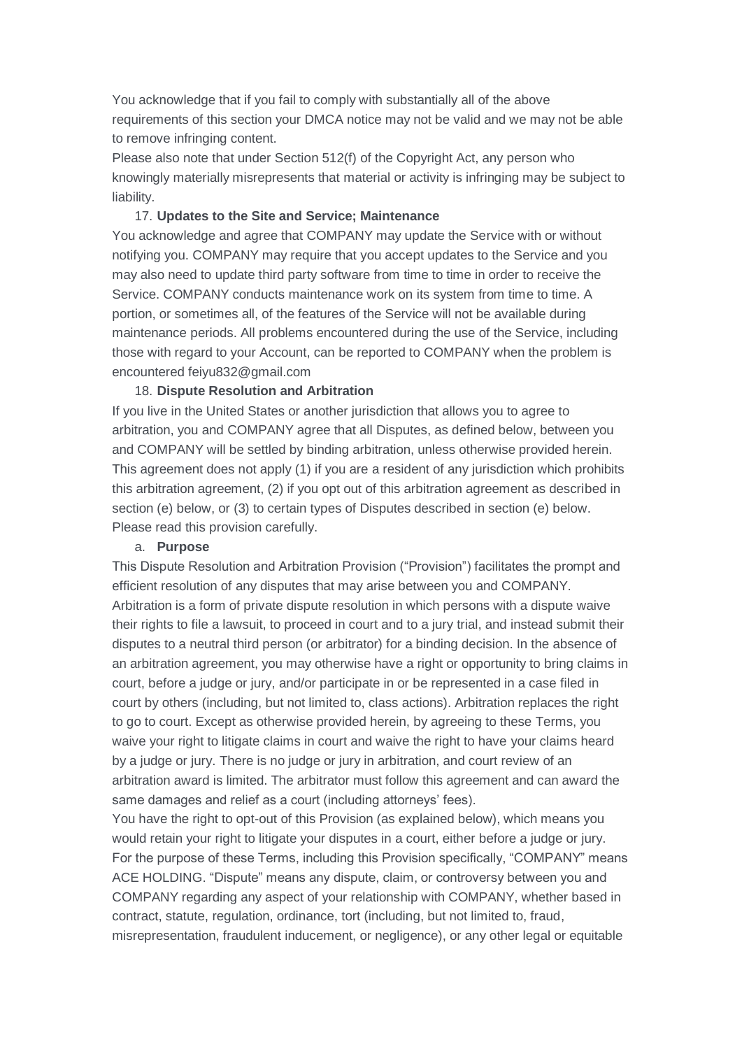You acknowledge that if you fail to comply with substantially all of the above requirements of this section your DMCA notice may not be valid and we may not be able to remove infringing content.
Please also note that under Section 512(f) of the Copyright Act, any person who knowingly materially misrepresents that material or activity is infringing may be subject to liability.

17. **Updates to the Site and Service; Maintenance**

You acknowledge and agree that COMPANY may update the Service with or without notifying you. COMPANY may require that you accept updates to the Service and you may also need to update third party software from time to time in order to receive the Service. COMPANY conducts maintenance work on its system from time to time. A portion, or sometimes all, of the features of the Service will not be available during maintenance periods. All problems encountered during the use of the Service, including those with regard to your Account, can be reported to COMPANY when the problem is encountered feiyu832@gmail.com

18. **Dispute Resolution and Arbitration**

If you live in the United States or another jurisdiction that allows you to agree to arbitration, you and COMPANY agree that all Disputes, as defined below, between you and COMPANY will be settled by binding arbitration, unless otherwise provided herein. This agreement does not apply (1) if you are a resident of any jurisdiction which prohibits this arbitration agreement, (2) if you opt out of this arbitration agreement as described in section (e) below, or (3) to certain types of Disputes described in section (e) below. Please read this provision carefully.

a. **Purpose**

This Dispute Resolution and Arbitration Provision ("Provision") facilitates the prompt and efficient resolution of any disputes that may arise between you and COMPANY. Arbitration is a form of private dispute resolution in which persons with a dispute waive their rights to file a lawsuit, to proceed in court and to a jury trial, and instead submit their disputes to a neutral third person (or arbitrator) for a binding decision. In the absence of an arbitration agreement, you may otherwise have a right or opportunity to bring claims in court, before a judge or jury, and/or participate in or be represented in a case filed in court by others (including, but not limited to, class actions). Arbitration replaces the right to go to court. Except as otherwise provided herein, by agreeing to these Terms, you waive your right to litigate claims in court and waive the right to have your claims heard by a judge or jury. There is no judge or jury in arbitration, and court review of an arbitration award is limited. The arbitrator must follow this agreement and can award the same damages and relief as a court (including attorneys' fees).
You have the right to opt-out of this Provision (as explained below), which means you would retain your right to litigate your disputes in a court, either before a judge or jury. For the purpose of these Terms, including this Provision specifically, "COMPANY" means ACE HOLDING. "Dispute" means any dispute, claim, or controversy between you and COMPANY regarding any aspect of your relationship with COMPANY, whether based in contract, statute, regulation, ordinance, tort (including, but not limited to, fraud, misrepresentation, fraudulent inducement, or negligence), or any other legal or equitable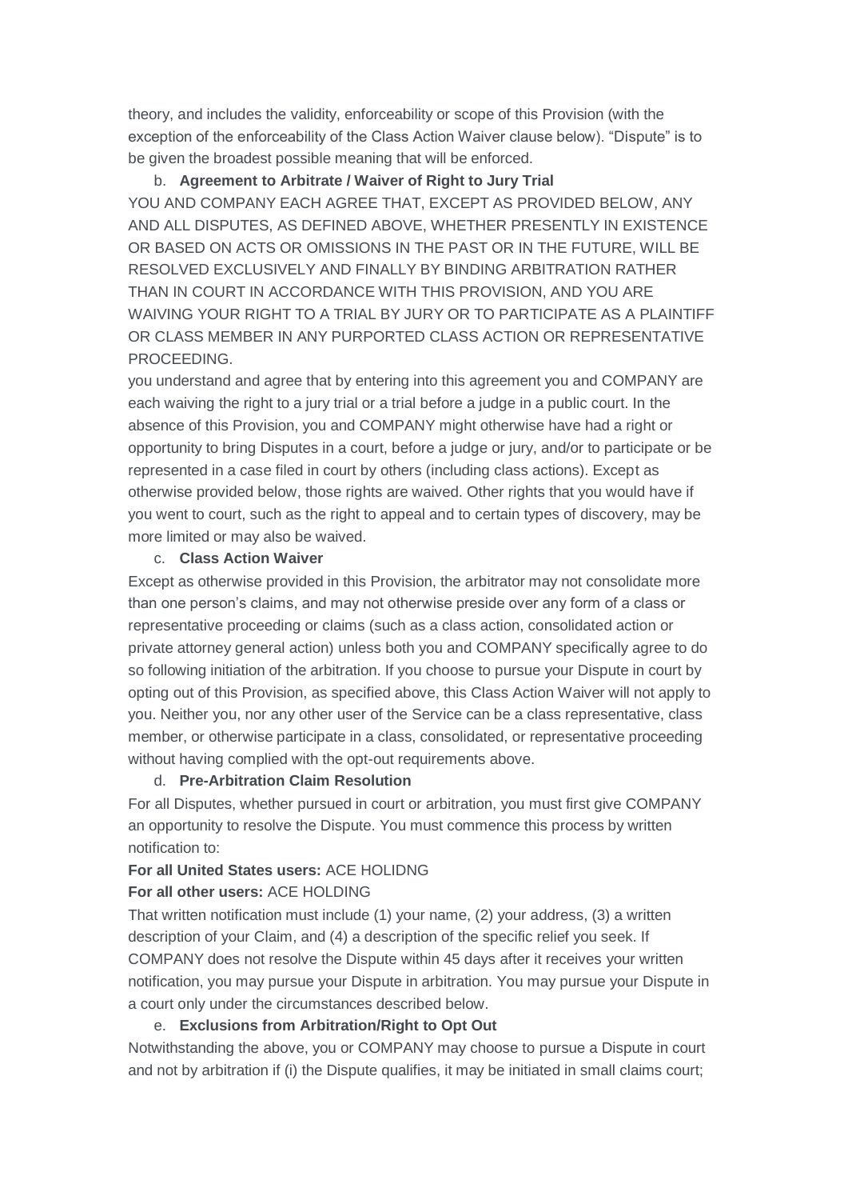theory, and includes the validity, enforceability or scope of this Provision (with the exception of the enforceability of the Class Action Waiver clause below). "Dispute" is to be given the broadest possible meaning that will be enforced.

b. **Agreement to Arbitrate / Waiver of Right to Jury Trial**

YOU AND COMPANY EACH AGREE THAT, EXCEPT AS PROVIDED BELOW, ANY AND ALL DISPUTES, AS DEFINED ABOVE, WHETHER PRESENTLY IN EXISTENCE OR BASED ON ACTS OR OMISSIONS IN THE PAST OR IN THE FUTURE, WILL BE RESOLVED EXCLUSIVELY AND FINALLY BY BINDING ARBITRATION RATHER THAN IN COURT IN ACCORDANCE WITH THIS PROVISION, AND YOU ARE WAIVING YOUR RIGHT TO A TRIAL BY JURY OR TO PARTICIPATE AS A PLAINTIFF OR CLASS MEMBER IN ANY PURPORTED CLASS ACTION OR REPRESENTATIVE PROCEEDING.

you understand and agree that by entering into this agreement you and COMPANY are each waiving the right to a jury trial or a trial before a judge in a public court. In the absence of this Provision, you and COMPANY might otherwise have had a right or opportunity to bring Disputes in a court, before a judge or jury, and/or to participate or be represented in a case filed in court by others (including class actions). Except as otherwise provided below, those rights are waived. Other rights that you would have if you went to court, such as the right to appeal and to certain types of discovery, may be more limited or may also be waived.

c. **Class Action Waiver**

Except as otherwise provided in this Provision, the arbitrator may not consolidate more than one person's claims, and may not otherwise preside over any form of a class or representative proceeding or claims (such as a class action, consolidated action or private attorney general action) unless both you and COMPANY specifically agree to do so following initiation of the arbitration. If you choose to pursue your Dispute in court by opting out of this Provision, as specified above, this Class Action Waiver will not apply to you. Neither you, nor any other user of the Service can be a class representative, class member, or otherwise participate in a class, consolidated, or representative proceeding without having complied with the opt-out requirements above.

d. **Pre-Arbitration Claim Resolution**

For all Disputes, whether pursued in court or arbitration, you must first give COMPANY an opportunity to resolve the Dispute. You must commence this process by written notification to:

**For all United States users:** ACE HOLIDNG

**For all other users:** ACE HOLDING

That written notification must include (1) your name, (2) your address, (3) a written description of your Claim, and (4) a description of the specific relief you seek. If COMPANY does not resolve the Dispute within 45 days after it receives your written notification, you may pursue your Dispute in arbitration. You may pursue your Dispute in a court only under the circumstances described below.

e. **Exclusions from Arbitration/Right to Opt Out**

Notwithstanding the above, you or COMPANY may choose to pursue a Dispute in court and not by arbitration if (i) the Dispute qualifies, it may be initiated in small claims court;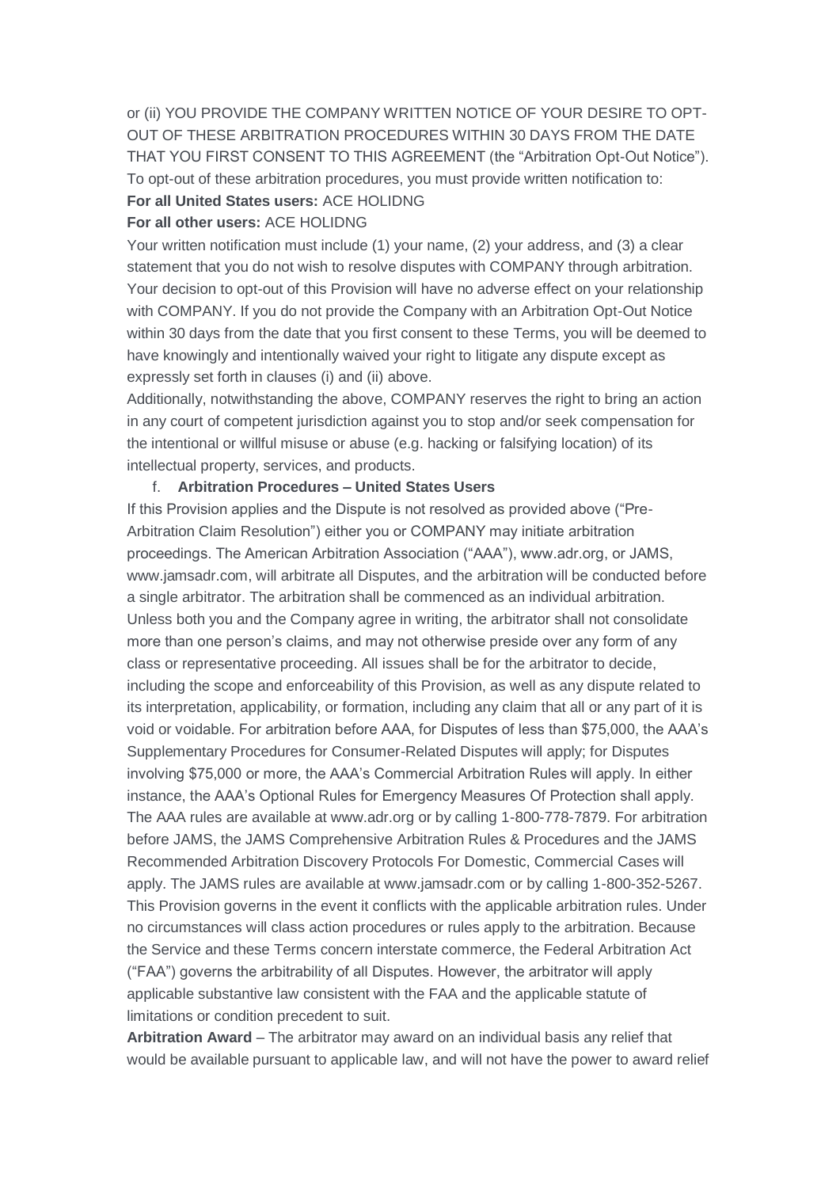or (ii) YOU PROVIDE THE COMPANY WRITTEN NOTICE OF YOUR DESIRE TO OPT-OUT OF THESE ARBITRATION PROCEDURES WITHIN 30 DAYS FROM THE DATE THAT YOU FIRST CONSENT TO THIS AGREEMENT (the "Arbitration Opt-Out Notice"). To opt-out of these arbitration procedures, you must provide written notification to:

**For all United States users:** ACE HOLIDNG

**For all other users:** ACE HOLIDNG

Your written notification must include (1) your name, (2) your address, and (3) a clear statement that you do not wish to resolve disputes with COMPANY through arbitration. Your decision to opt-out of this Provision will have no adverse effect on your relationship with COMPANY. If you do not provide the Company with an Arbitration Opt-Out Notice within 30 days from the date that you first consent to these Terms, you will be deemed to have knowingly and intentionally waived your right to litigate any dispute except as expressly set forth in clauses (i) and (ii) above.

Additionally, notwithstanding the above, COMPANY reserves the right to bring an action in any court of competent jurisdiction against you to stop and/or seek compensation for the intentional or willful misuse or abuse (e.g. hacking or falsifying location) of its intellectual property, services, and products.

f. **Arbitration Procedures – United States Users**

If this Provision applies and the Dispute is not resolved as provided above ("Pre-Arbitration Claim Resolution") either you or COMPANY may initiate arbitration proceedings. The American Arbitration Association ("AAA"), www.adr.org, or JAMS, www.jamsadr.com, will arbitrate all Disputes, and the arbitration will be conducted before a single arbitrator. The arbitration shall be commenced as an individual arbitration. Unless both you and the Company agree in writing, the arbitrator shall not consolidate more than one person's claims, and may not otherwise preside over any form of any class or representative proceeding. All issues shall be for the arbitrator to decide, including the scope and enforceability of this Provision, as well as any dispute related to its interpretation, applicability, or formation, including any claim that all or any part of it is void or voidable. For arbitration before AAA, for Disputes of less than $75,000, the AAA's Supplementary Procedures for Consumer-Related Disputes will apply; for Disputes involving $75,000 or more, the AAA's Commercial Arbitration Rules will apply. In either instance, the AAA's Optional Rules for Emergency Measures Of Protection shall apply. The AAA rules are available at www.adr.org or by calling 1-800-778-7879. For arbitration before JAMS, the JAMS Comprehensive Arbitration Rules & Procedures and the JAMS Recommended Arbitration Discovery Protocols For Domestic, Commercial Cases will apply. The JAMS rules are available at www.jamsadr.com or by calling 1-800-352-5267. This Provision governs in the event it conflicts with the applicable arbitration rules. Under no circumstances will class action procedures or rules apply to the arbitration. Because the Service and these Terms concern interstate commerce, the Federal Arbitration Act ("FAA") governs the arbitrability of all Disputes. However, the arbitrator will apply applicable substantive law consistent with the FAA and the applicable statute of limitations or condition precedent to suit.

**Arbitration Award** – The arbitrator may award on an individual basis any relief that would be available pursuant to applicable law, and will not have the power to award relief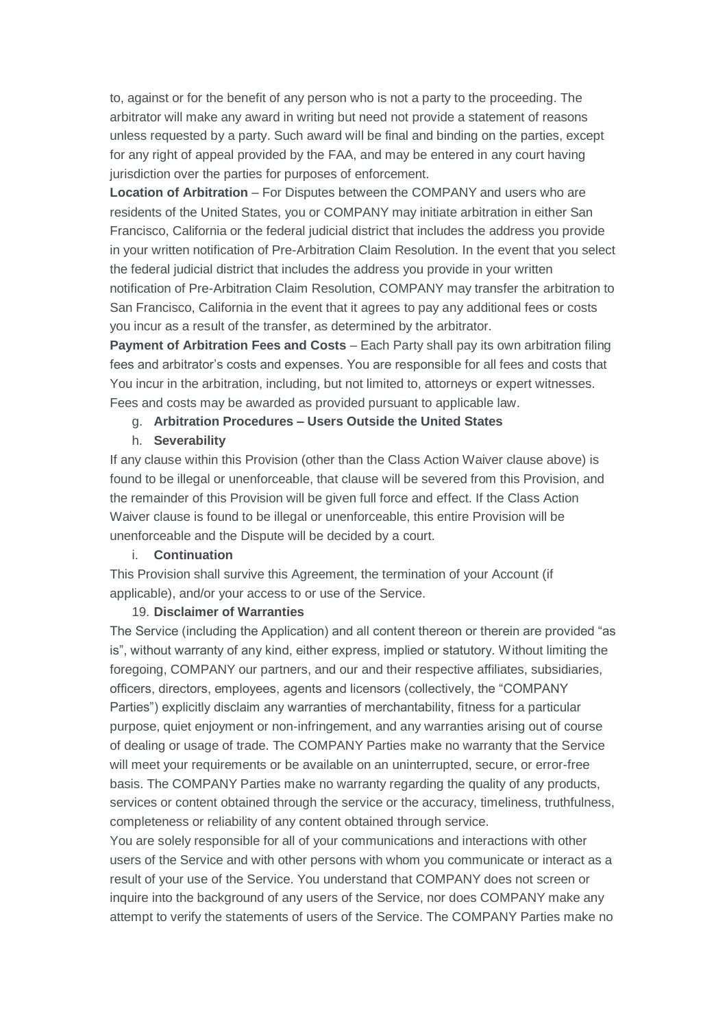to, against or for the benefit of any person who is not a party to the proceeding. The arbitrator will make any award in writing but need not provide a statement of reasons unless requested by a party. Such award will be final and binding on the parties, except for any right of appeal provided by the FAA, and may be entered in any court having jurisdiction over the parties for purposes of enforcement.

**Location of Arbitration** – For Disputes between the COMPANY and users who are residents of the United States, you or COMPANY may initiate arbitration in either San Francisco, California or the federal judicial district that includes the address you provide in your written notification of Pre-Arbitration Claim Resolution. In the event that you select the federal judicial district that includes the address you provide in your written notification of Pre-Arbitration Claim Resolution, COMPANY may transfer the arbitration to San Francisco, California in the event that it agrees to pay any additional fees or costs you incur as a result of the transfer, as determined by the arbitrator.

**Payment of Arbitration Fees and Costs** – Each Party shall pay its own arbitration filing fees and arbitrator's costs and expenses. You are responsible for all fees and costs that You incur in the arbitration, including, but not limited to, attorneys or expert witnesses. Fees and costs may be awarded as provided pursuant to applicable law.

g. **Arbitration Procedures – Users Outside the United States**

h. **Severability**

If any clause within this Provision (other than the Class Action Waiver clause above) is found to be illegal or unenforceable, that clause will be severed from this Provision, and the remainder of this Provision will be given full force and effect. If the Class Action Waiver clause is found to be illegal or unenforceable, this entire Provision will be unenforceable and the Dispute will be decided by a court.

i. **Continuation**

This Provision shall survive this Agreement, the termination of your Account (if applicable), and/or your access to or use of the Service.

19. **Disclaimer of Warranties**

The Service (including the Application) and all content thereon or therein are provided "as is", without warranty of any kind, either express, implied or statutory. Without limiting the foregoing, COMPANY our partners, and our and their respective affiliates, subsidiaries, officers, directors, employees, agents and licensors (collectively, the "COMPANY Parties") explicitly disclaim any warranties of merchantability, fitness for a particular purpose, quiet enjoyment or non-infringement, and any warranties arising out of course of dealing or usage of trade. The COMPANY Parties make no warranty that the Service will meet your requirements or be available on an uninterrupted, secure, or error-free basis. The COMPANY Parties make no warranty regarding the quality of any products, services or content obtained through the service or the accuracy, timeliness, truthfulness, completeness or reliability of any content obtained through service.

You are solely responsible for all of your communications and interactions with other users of the Service and with other persons with whom you communicate or interact as a result of your use of the Service. You understand that COMPANY does not screen or inquire into the background of any users of the Service, nor does COMPANY make any attempt to verify the statements of users of the Service. The COMPANY Parties make no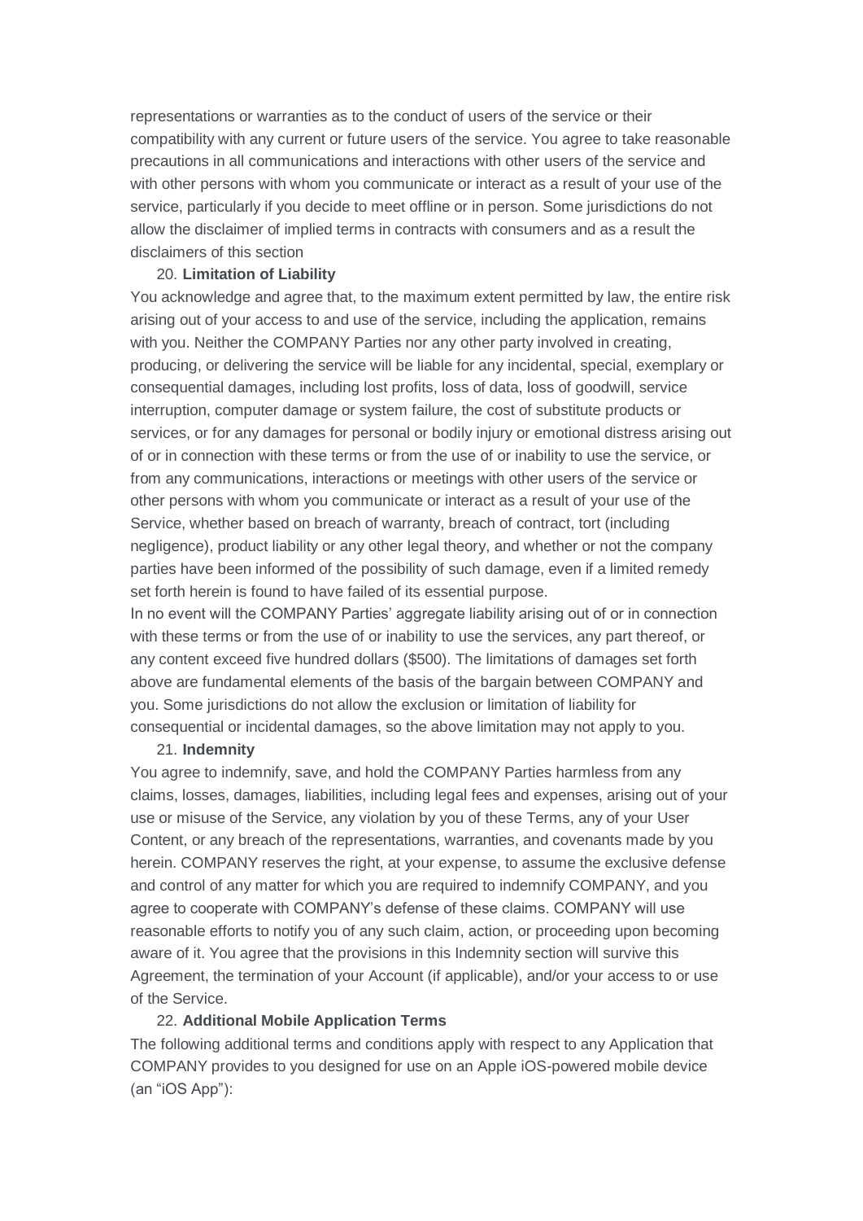representations or warranties as to the conduct of users of the service or their compatibility with any current or future users of the service. You agree to take reasonable precautions in all communications and interactions with other users of the service and with other persons with whom you communicate or interact as a result of your use of the service, particularly if you decide to meet offline or in person. Some jurisdictions do not allow the disclaimer of implied terms in contracts with consumers and as a result the disclaimers of this section

20. **Limitation of Liability**

You acknowledge and agree that, to the maximum extent permitted by law, the entire risk arising out of your access to and use of the service, including the application, remains with you. Neither the COMPANY Parties nor any other party involved in creating, producing, or delivering the service will be liable for any incidental, special, exemplary or consequential damages, including lost profits, loss of data, loss of goodwill, service interruption, computer damage or system failure, the cost of substitute products or services, or for any damages for personal or bodily injury or emotional distress arising out of or in connection with these terms or from the use of or inability to use the service, or from any communications, interactions or meetings with other users of the service or other persons with whom you communicate or interact as a result of your use of the Service, whether based on breach of warranty, breach of contract, tort (including negligence), product liability or any other legal theory, and whether or not the company parties have been informed of the possibility of such damage, even if a limited remedy set forth herein is found to have failed of its essential purpose.

In no event will the COMPANY Parties' aggregate liability arising out of or in connection with these terms or from the use of or inability to use the services, any part thereof, or any content exceed five hundred dollars ($500). The limitations of damages set forth above are fundamental elements of the basis of the bargain between COMPANY and you. Some jurisdictions do not allow the exclusion or limitation of liability for consequential or incidental damages, so the above limitation may not apply to you.

21. **Indemnity**

You agree to indemnify, save, and hold the COMPANY Parties harmless from any claims, losses, damages, liabilities, including legal fees and expenses, arising out of your use or misuse of the Service, any violation by you of these Terms, any of your User Content, or any breach of the representations, warranties, and covenants made by you herein. COMPANY reserves the right, at your expense, to assume the exclusive defense and control of any matter for which you are required to indemnify COMPANY, and you agree to cooperate with COMPANY's defense of these claims. COMPANY will use reasonable efforts to notify you of any such claim, action, or proceeding upon becoming aware of it. You agree that the provisions in this Indemnity section will survive this Agreement, the termination of your Account (if applicable), and/or your access to or use of the Service.

22. **Additional Mobile Application Terms**

The following additional terms and conditions apply with respect to any Application that COMPANY provides to you designed for use on an Apple iOS-powered mobile device (an "iOS App"):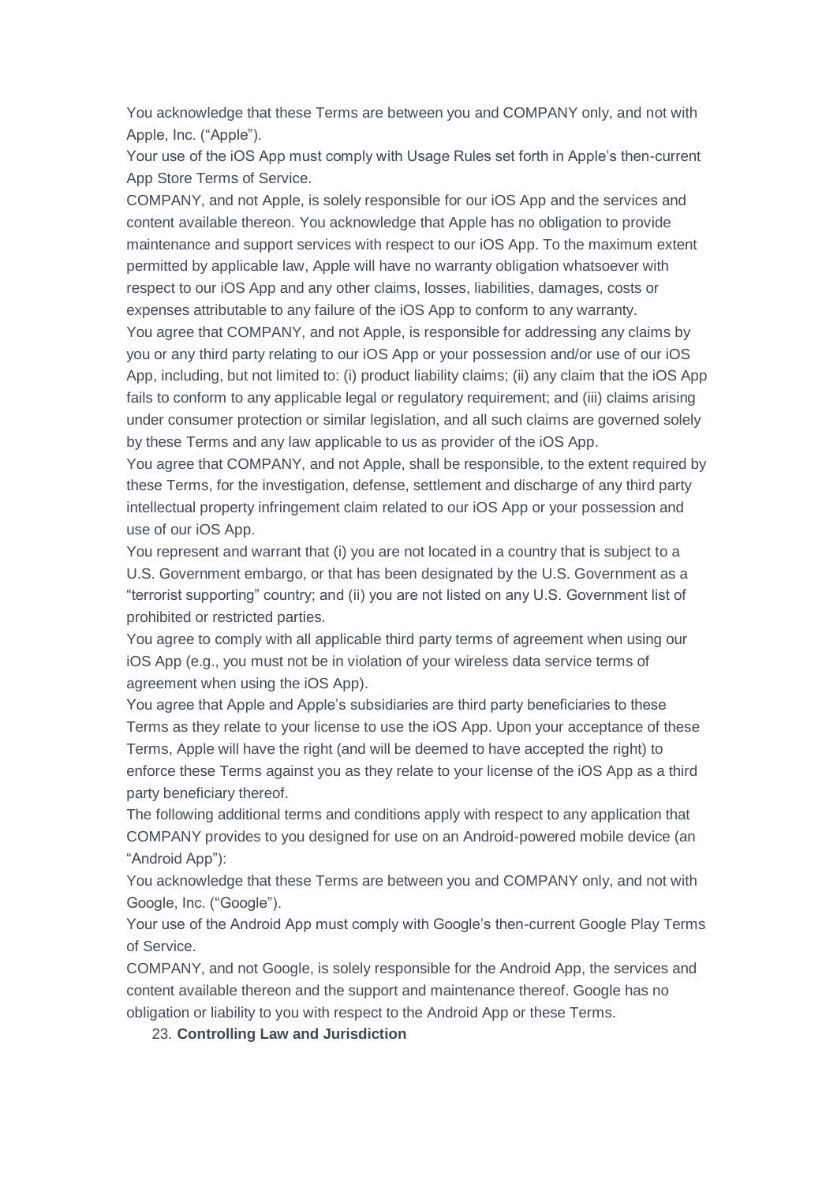You acknowledge that these Terms are between you and COMPANY only, and not with Apple, Inc. (“Apple”).

Your use of the iOS App must comply with Usage Rules set forth in Apple’s then-current App Store Terms of Service.

COMPANY, and not Apple, is solely responsible for our iOS App and the services and content available thereon. You acknowledge that Apple has no obligation to provide maintenance and support services with respect to our iOS App. To the maximum extent permitted by applicable law, Apple will have no warranty obligation whatsoever with respect to our iOS App and any other claims, losses, liabilities, damages, costs or expenses attributable to any failure of the iOS App to conform to any warranty.

You agree that COMPANY, and not Apple, is responsible for addressing any claims by you or any third party relating to our iOS App or your possession and/or use of our iOS App, including, but not limited to: (i) product liability claims; (ii) any claim that the iOS App fails to conform to any applicable legal or regulatory requirement; and (iii) claims arising under consumer protection or similar legislation, and all such claims are governed solely by these Terms and any law applicable to us as provider of the iOS App.

You agree that COMPANY, and not Apple, shall be responsible, to the extent required by these Terms, for the investigation, defense, settlement and discharge of any third party intellectual property infringement claim related to our iOS App or your possession and use of our iOS App.

You represent and warrant that (i) you are not located in a country that is subject to a U.S. Government embargo, or that has been designated by the U.S. Government as a “terrorist supporting” country; and (ii) you are not listed on any U.S. Government list of prohibited or restricted parties.

You agree to comply with all applicable third party terms of agreement when using our iOS App (e.g., you must not be in violation of your wireless data service terms of agreement when using the iOS App).

You agree that Apple and Apple’s subsidiaries are third party beneficiaries to these Terms as they relate to your license to use the iOS App. Upon your acceptance of these Terms, Apple will have the right (and will be deemed to have accepted the right) to enforce these Terms against you as they relate to your license of the iOS App as a third party beneficiary thereof.

The following additional terms and conditions apply with respect to any application that COMPANY provides to you designed for use on an Android-powered mobile device (an “Android App”):

You acknowledge that these Terms are between you and COMPANY only, and not with Google, Inc. (“Google”).

Your use of the Android App must comply with Google’s then-current Google Play Terms of Service.

COMPANY, and not Google, is solely responsible for the Android App, the services and content available thereon and the support and maintenance thereof. Google has no obligation or liability to you with respect to the Android App or these Terms.

23. **Controlling Law and Jurisdiction**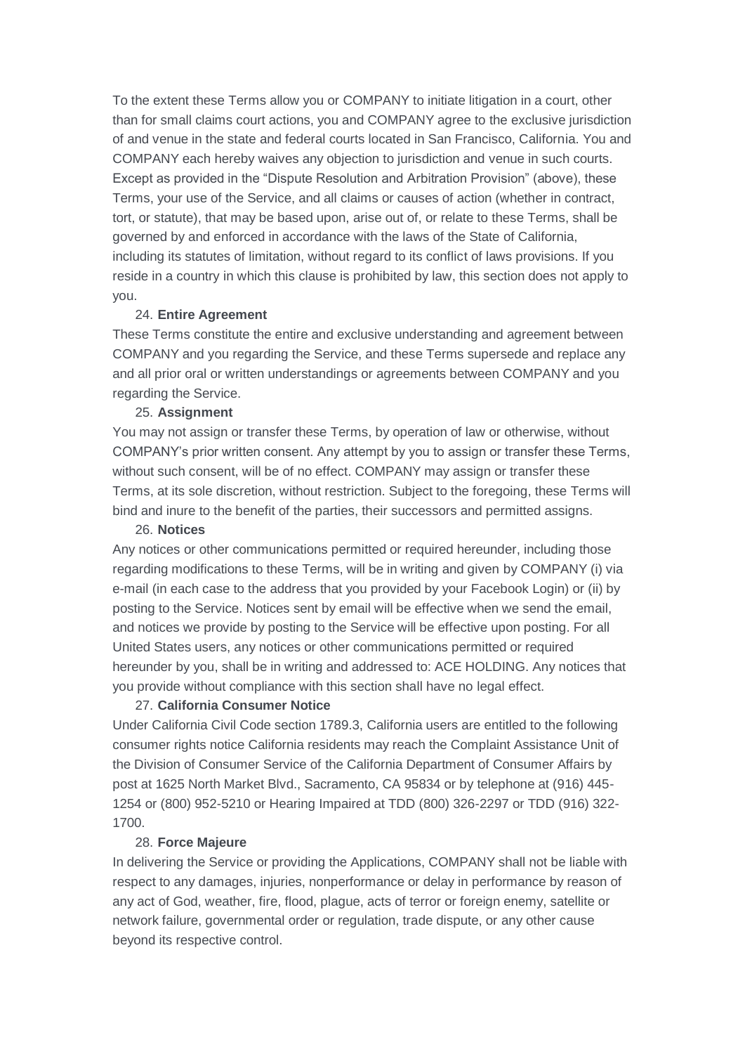To the extent these Terms allow you or COMPANY to initiate litigation in a court, other than for small claims court actions, you and COMPANY agree to the exclusive jurisdiction of and venue in the state and federal courts located in San Francisco, California. You and COMPANY each hereby waives any objection to jurisdiction and venue in such courts. Except as provided in the "Dispute Resolution and Arbitration Provision" (above), these Terms, your use of the Service, and all claims or causes of action (whether in contract, tort, or statute), that may be based upon, arise out of, or relate to these Terms, shall be governed by and enforced in accordance with the laws of the State of California, including its statutes of limitation, without regard to its conflict of laws provisions. If you reside in a country in which this clause is prohibited by law, this section does not apply to you.

24. **Entire Agreement**

These Terms constitute the entire and exclusive understanding and agreement between COMPANY and you regarding the Service, and these Terms supersede and replace any and all prior oral or written understandings or agreements between COMPANY and you regarding the Service.

25. **Assignment**

You may not assign or transfer these Terms, by operation of law or otherwise, without COMPANY's prior written consent. Any attempt by you to assign or transfer these Terms, without such consent, will be of no effect. COMPANY may assign or transfer these Terms, at its sole discretion, without restriction. Subject to the foregoing, these Terms will bind and inure to the benefit of the parties, their successors and permitted assigns.

26. **Notices**

Any notices or other communications permitted or required hereunder, including those regarding modifications to these Terms, will be in writing and given by COMPANY (i) via e-mail (in each case to the address that you provided by your Facebook Login) or (ii) by posting to the Service. Notices sent by email will be effective when we send the email, and notices we provide by posting to the Service will be effective upon posting. For all United States users, any notices or other communications permitted or required hereunder by you, shall be in writing and addressed to: ACE HOLDING. Any notices that you provide without compliance with this section shall have no legal effect.

27. **California Consumer Notice**

Under California Civil Code section 1789.3, California users are entitled to the following consumer rights notice California residents may reach the Complaint Assistance Unit of the Division of Consumer Service of the California Department of Consumer Affairs by post at 1625 North Market Blvd., Sacramento, CA 95834 or by telephone at (916) 445-1254 or (800) 952-5210 or Hearing Impaired at TDD (800) 326-2297 or TDD (916) 322-1700.

28. **Force Majeure**

In delivering the Service or providing the Applications, COMPANY shall not be liable with respect to any damages, injuries, nonperformance or delay in performance by reason of any act of God, weather, fire, flood, plague, acts of terror or foreign enemy, satellite or network failure, governmental order or regulation, trade dispute, or any other cause beyond its respective control.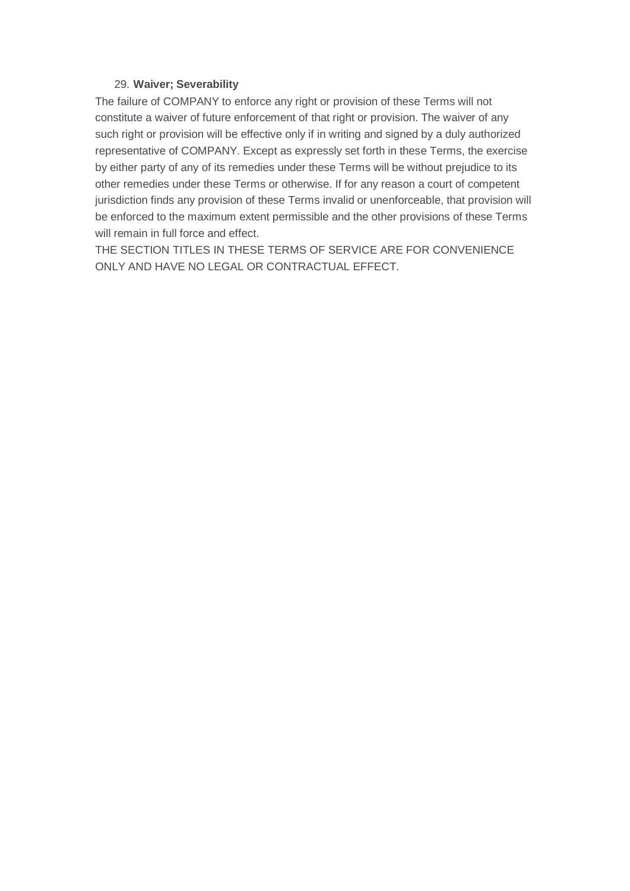29. **Waiver; Severability**

The failure of COMPANY to enforce any right or provision of these Terms will not constitute a waiver of future enforcement of that right or provision. The waiver of any such right or provision will be effective only if in writing and signed by a duly authorized representative of COMPANY. Except as expressly set forth in these Terms, the exercise by either party of any of its remedies under these Terms will be without prejudice to its other remedies under these Terms or otherwise. If for any reason a court of competent jurisdiction finds any provision of these Terms invalid or unenforceable, that provision will be enforced to the maximum extent permissible and the other provisions of these Terms will remain in full force and effect.

THE SECTION TITLES IN THESE TERMS OF SERVICE ARE FOR CONVENIENCE ONLY AND HAVE NO LEGAL OR CONTRACTUAL EFFECT.